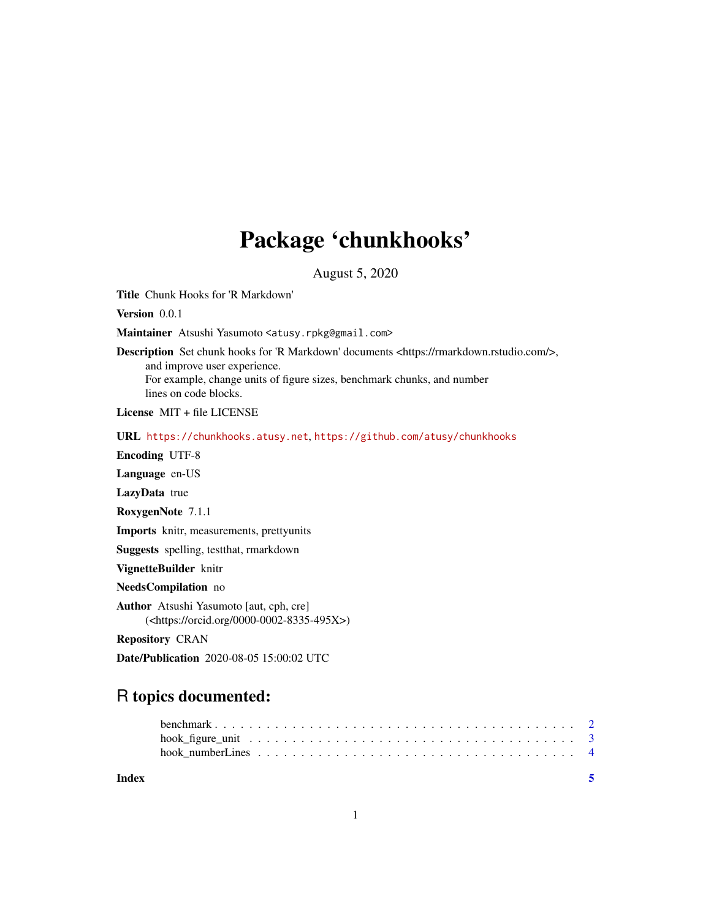# Package 'chunkhooks'

August 5, 2020

**Title** Chunk Hooks for 'R Markdown'

**Version** 0.0.1

**Maintainer** Atsushi Yasumoto <atusy.rpkg@gmail.com>

**Description** Set chunk hooks for 'R Markdown' documents <https://rmarkdown.rstudio.com/>, and improve user experience.
For example, change units of figure sizes, benchmark chunks, and number lines on code blocks.

**License** MIT + file LICENSE

**URL** https://chunkhooks.atusy.net, https://github.com/atusy/chunkhooks

**Encoding** UTF-8

**Language** en-US

**LazyData** true

**RoxygenNote** 7.1.1

**Imports** knitr, measurements, prettyunits

**Suggests** spelling, testthat, rmarkdown

**VignetteBuilder** knitr

**NeedsCompilation** no

**Author** Atsushi Yasumoto [aut, cph, cre] (<https://orcid.org/0000-0002-8335-495X>)

**Repository** CRAN

**Date/Publication** 2020-08-05 15:00:02 UTC

## R topics documented:

- benchmark . . . . . . . . . . . . . . . . . . . . . . . . . . . . . . . . . . . . . . . . 2
- hook_figure_unit . . . . . . . . . . . . . . . . . . . . . . . . . . . . . . . . . . . . . 3
- hook_numberLines . . . . . . . . . . . . . . . . . . . . . . . . . . . . . . . . . . . . 4

**Index** 5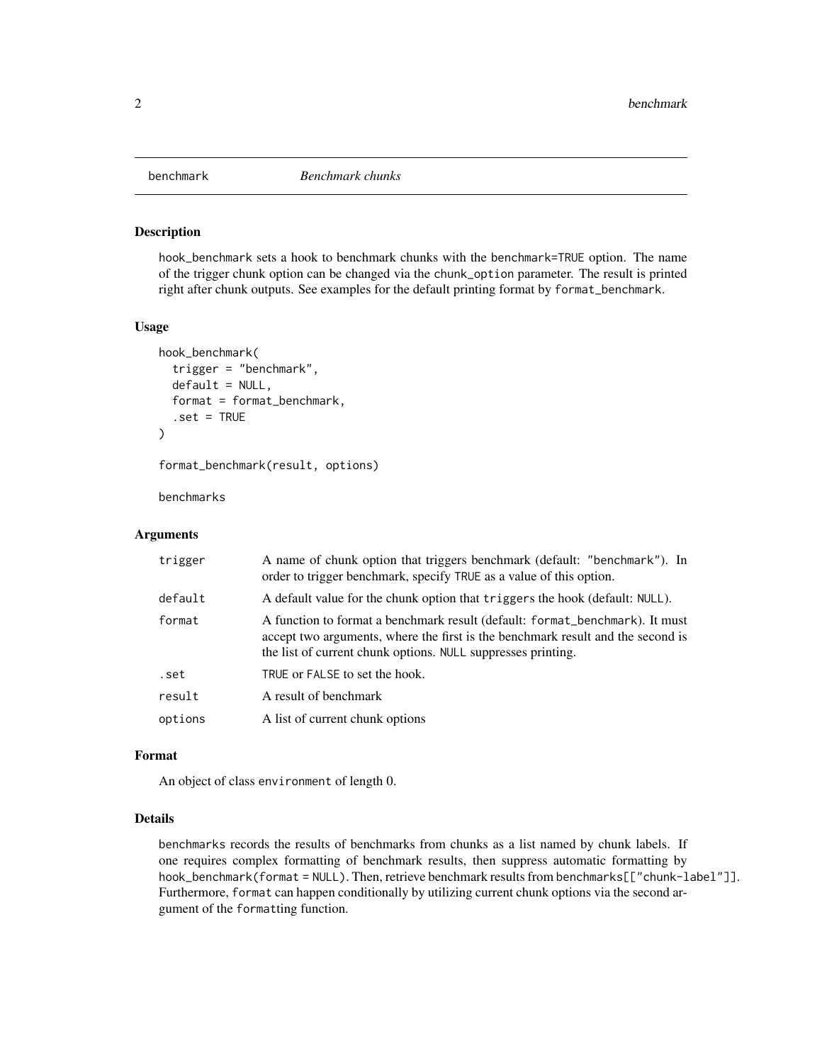# benchmark — *Benchmark chunks*

## Description

`hook_benchmark` sets a hook to benchmark chunks with the `benchmark=TRUE` option. The name of the trigger chunk option can be changed via the `chunk_option` parameter. The result is printed right after chunk outputs. See examples for the default printing format by `format_benchmark`.

## Usage

```
hook_benchmark(
  trigger = "benchmark",
  default = NULL,
  format = format_benchmark,
  .set = TRUE
)

format_benchmark(result, options)

benchmarks
```

## Arguments

| | |
|---|---|
| `trigger` | A name of chunk option that triggers benchmark (default: `"benchmark"`). In order to trigger benchmark, specify `TRUE` as a value of this option. |
| `default` | A default value for the chunk option that `trigger`s the hook (default: `NULL`). |
| `format` | A function to format a benchmark result (default: `format_benchmark`). It must accept two arguments, where the first is the benchmark result and the second is the list of current chunk options. `NULL` suppresses printing. |
| `.set` | `TRUE` or `FALSE` to set the hook. |
| `result` | A result of benchmark |
| `options` | A list of current chunk options |

## Format

An object of class `environment` of length 0.

## Details

`benchmarks` records the results of benchmarks from chunks as a list named by chunk labels. If one requires complex formatting of benchmark results, then suppress automatic formatting by `hook_benchmark(format = NULL)`. Then, retrieve benchmark results from `benchmarks[["chunk-label"]]`. Furthermore, `format` can happen conditionally by utilizing current chunk options via the second argument of the `format`ting function.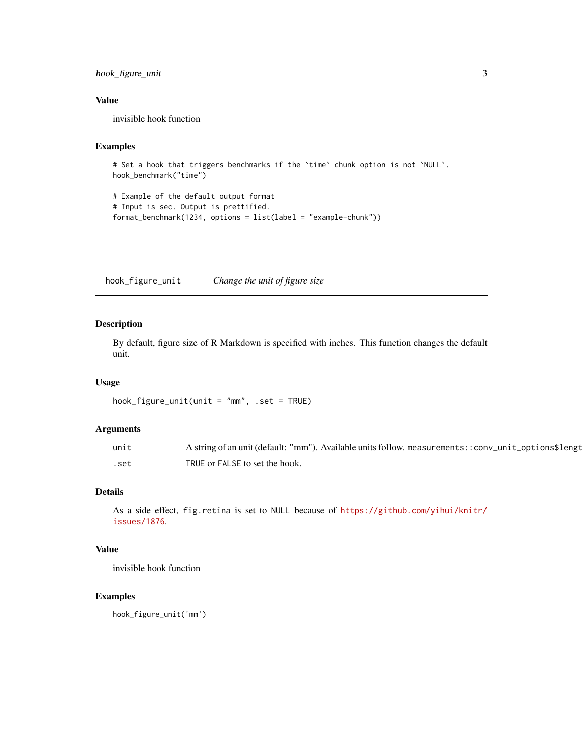## Value

invisible hook function

## Examples

```
# Set a hook that triggers benchmarks if the `time` chunk option is not `NULL`.
hook_benchmark("time")

# Example of the default output format
# Input is sec. Output is prettified.
format_benchmark(1234, options = list(label = "example-chunk"))
```

---

# hook_figure_unit *Change the unit of figure size*

---

## Description

By default, figure size of R Markdown is specified with inches. This function changes the default unit.

## Usage

```
hook_figure_unit(unit = "mm", .set = TRUE)
```

## Arguments

| | |
|---|---|
| `unit` | A string of an unit (default: "mm"). Available units follow. `measurements::conv_unit_options$lengt` |
| `.set` | `TRUE` or `FALSE` to set the hook. |

## Details

As a side effect, `fig.retina` is set to `NULL` because of https://github.com/yihui/knitr/issues/1876.

## Value

invisible hook function

## Examples

```
hook_figure_unit('mm')
```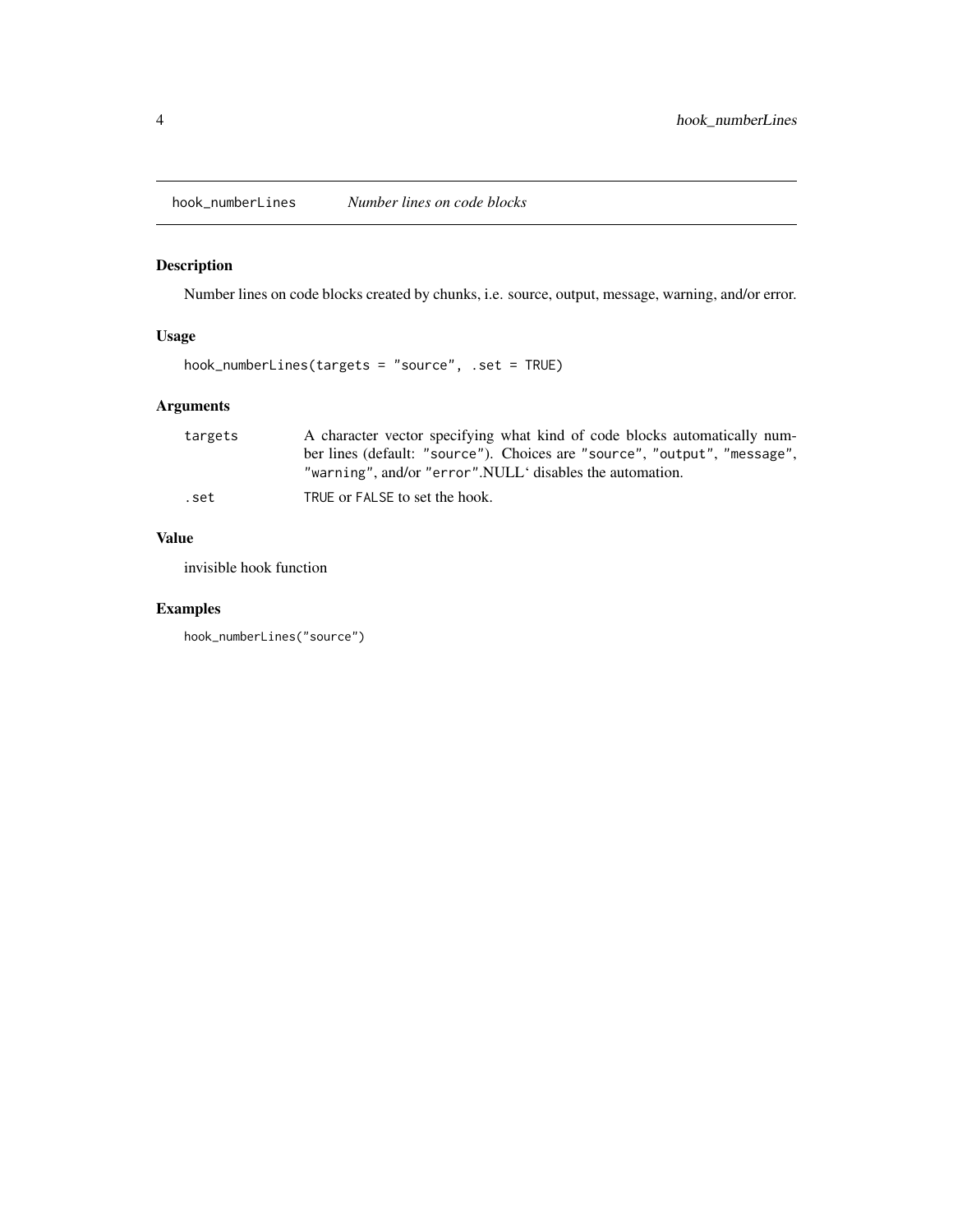## hook_numberLines *Number lines on code blocks*

### Description

Number lines on code blocks created by chunks, i.e. source, output, message, warning, and/or error.

### Usage

```
hook_numberLines(targets = "source", .set = TRUE)
```

### Arguments

| | |
|---|---|
| targets | A character vector specifying what kind of code blocks automatically number lines (default: "source"). Choices are "source", "output", "message", "warning", and/or "error".NULL‘ disables the automation. |
| .set | TRUE or FALSE to set the hook. |

### Value

invisible hook function

### Examples

```
hook_numberLines("source")
```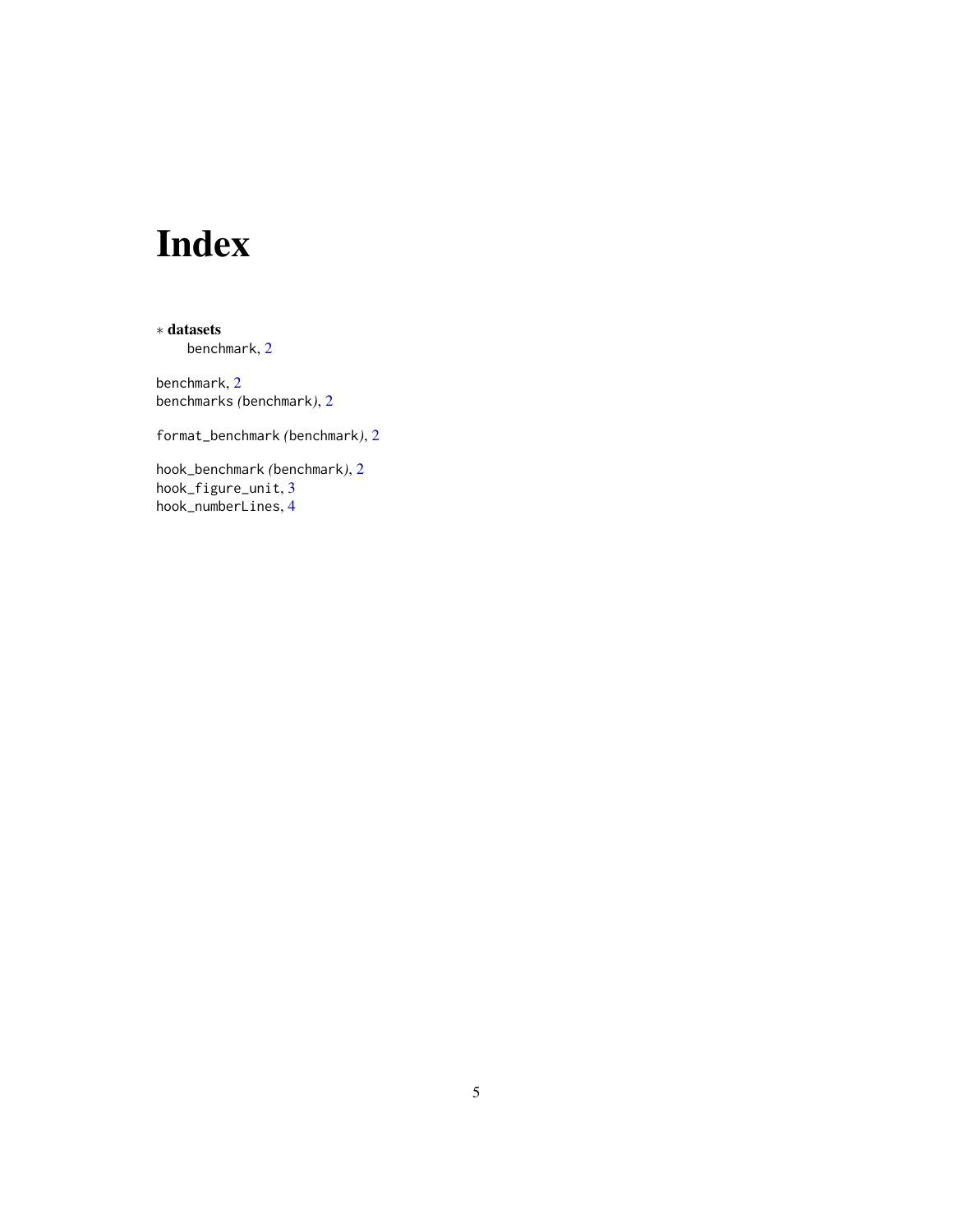# Index

∗ **datasets**
  benchmark, 2

benchmark, 2
benchmarks *(*benchmark*)*, 2

format_benchmark *(*benchmark*)*, 2

hook_benchmark *(*benchmark*)*, 2
hook_figure_unit, 3
hook_numberLines, 4